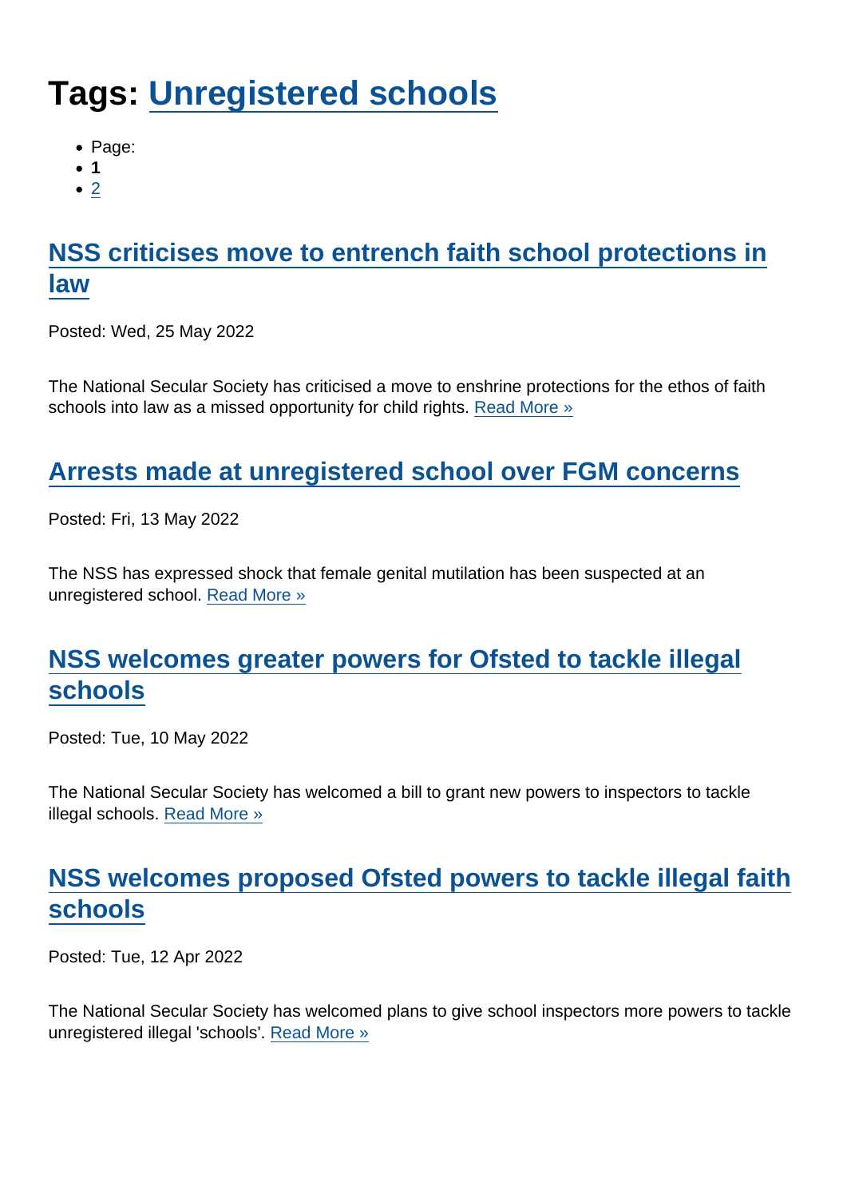# Tags: Unregistered schools

- Page:
- **1**
- 2

## NSS criticises move to entrench faith school protections in law

Posted: Wed, 25 May 2022

The National Secular Society has criticised a move to enshrine protections for the ethos of faith schools into law as a missed opportunity for child rights. Read More »

## Arrests made at unregistered school over FGM concerns

Posted: Fri, 13 May 2022

The NSS has expressed shock that female genital mutilation has been suspected at an unregistered school. Read More »

## NSS welcomes greater powers for Ofsted to tackle illegal schools

Posted: Tue, 10 May 2022

The National Secular Society has welcomed a bill to grant new powers to inspectors to tackle illegal schools. Read More »

## NSS welcomes proposed Ofsted powers to tackle illegal faith schools

Posted: Tue, 12 Apr 2022

The National Secular Society has welcomed plans to give school inspectors more powers to tackle unregistered illegal 'schools'. Read More »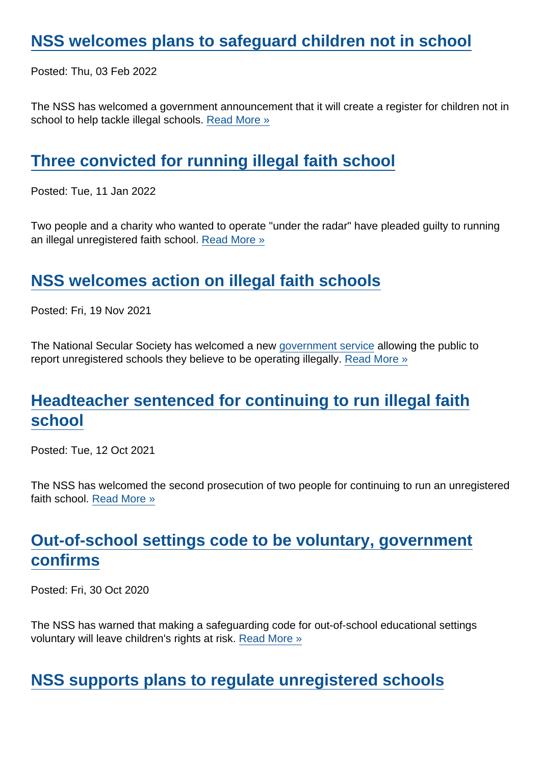## NSS welcomes plans to safeguard children not in school

Posted: Thu, 03 Feb 2022

The NSS has welcomed a government announcement that it will create a register for children not in school to help tackle illegal schools. Read More »

## Three convicted for running illegal faith school

Posted: Tue, 11 Jan 2022

Two people and a charity who wanted to operate "under the radar" have pleaded guilty to running an illegal unregistered faith school. Read More »

## NSS welcomes action on illegal faith schools

Posted: Fri, 19 Nov 2021

The National Secular Society has welcomed a new government service allowing the public to report unregistered schools they believe to be operating illegally. Read More »

## Headteacher sentenced for continuing to run illegal faith school

Posted: Tue, 12 Oct 2021

The NSS has welcomed the second prosecution of two people for continuing to run an unregistered faith school. Read More »

## Out-of-school settings code to be voluntary, government confirms

Posted: Fri, 30 Oct 2020

The NSS has warned that making a safeguarding code for out-of-school educational settings voluntary will leave children's rights at risk. Read More »

## NSS supports plans to regulate unregistered schools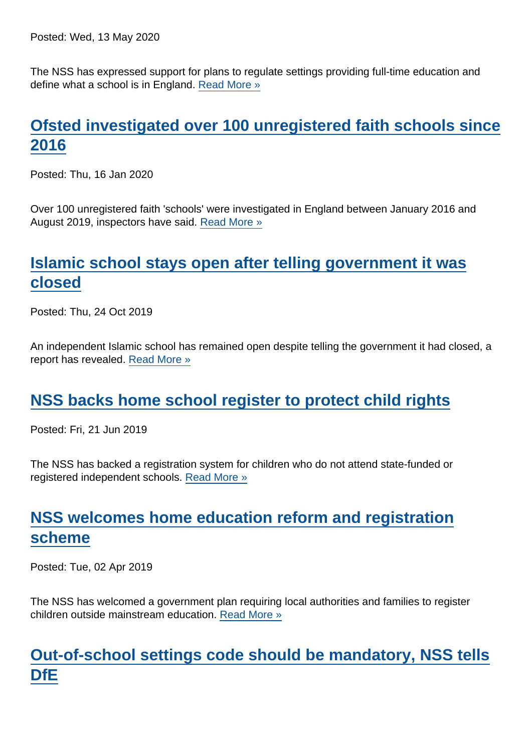Posted: Wed, 13 May 2020

The NSS has expressed support for plans to regulate settings providing full-time education and define what a school is in England. Read More »

## Ofsted investigated over 100 unregistered faith schools since 2016

Posted: Thu, 16 Jan 2020

Over 100 unregistered faith 'schools' were investigated in England between January 2016 and August 2019, inspectors have said. Read More »

## Islamic school stays open after telling government it was closed

Posted: Thu, 24 Oct 2019

An independent Islamic school has remained open despite telling the government it had closed, a report has revealed. Read More »

## NSS backs home school register to protect child rights

Posted: Fri, 21 Jun 2019

The NSS has backed a registration system for children who do not attend state-funded or registered independent schools. Read More »

## NSS welcomes home education reform and registration scheme

Posted: Tue, 02 Apr 2019

The NSS has welcomed a government plan requiring local authorities and families to register children outside mainstream education. Read More »

## Out-of-school settings code should be mandatory, NSS tells DfE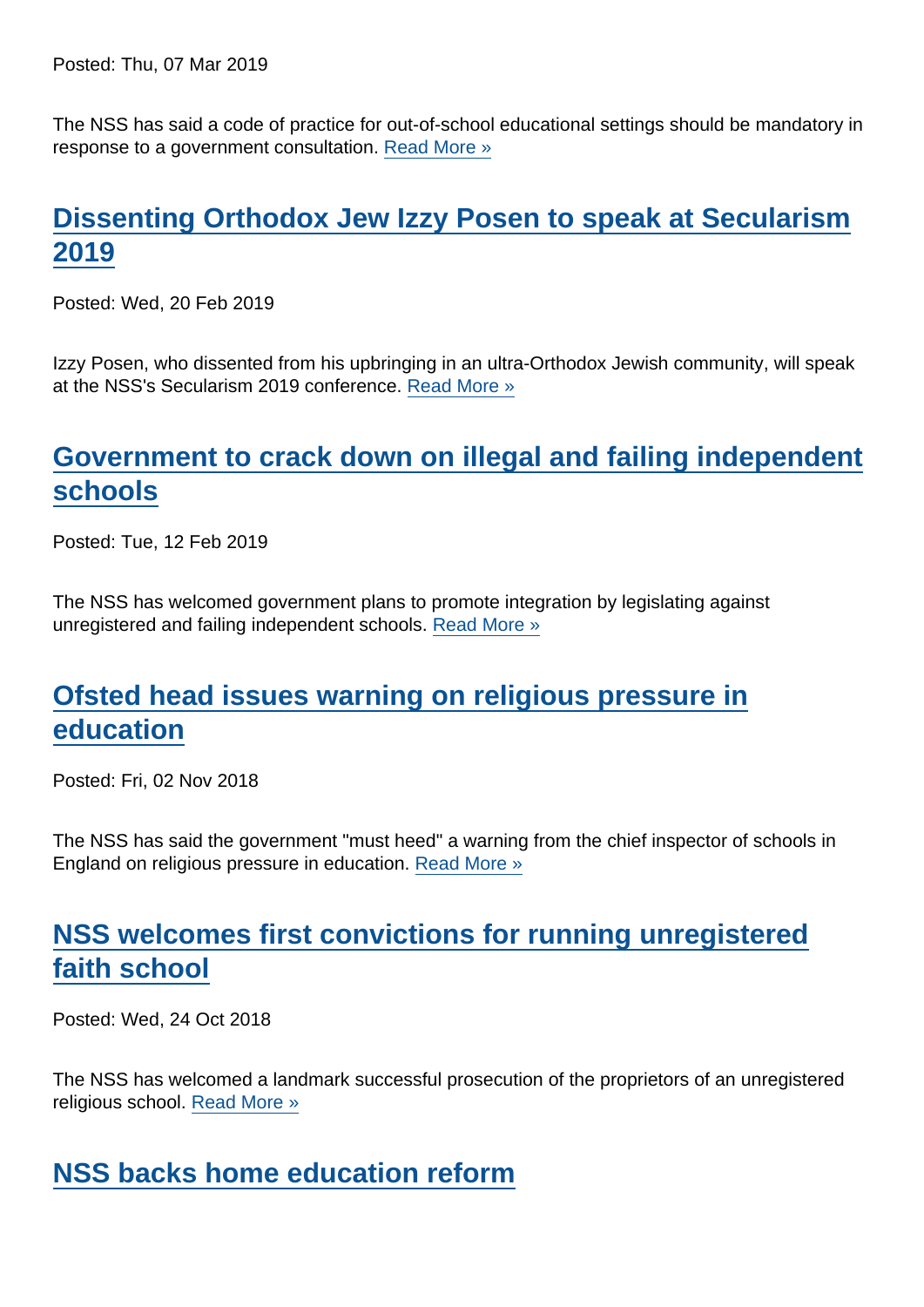Posted: Thu, 07 Mar 2019

The NSS has said a code of practice for out-of-school educational settings should be mandatory in response to a government consultation. Read More »

## Dissenting Orthodox Jew Izzy Posen to speak at Secularism 2019

Posted: Wed, 20 Feb 2019

Izzy Posen, who dissented from his upbringing in an ultra-Orthodox Jewish community, will speak at the NSS's Secularism 2019 conference. Read More »

## Government to crack down on illegal and failing independent schools

Posted: Tue, 12 Feb 2019

The NSS has welcomed government plans to promote integration by legislating against unregistered and failing independent schools. Read More »

## Ofsted head issues warning on religious pressure in education

Posted: Fri, 02 Nov 2018

The NSS has said the government "must heed" a warning from the chief inspector of schools in England on religious pressure in education. Read More »

## NSS welcomes first convictions for running unregistered faith school

Posted: Wed, 24 Oct 2018

The NSS has welcomed a landmark successful prosecution of the proprietors of an unregistered religious school. Read More »

## NSS backs home education reform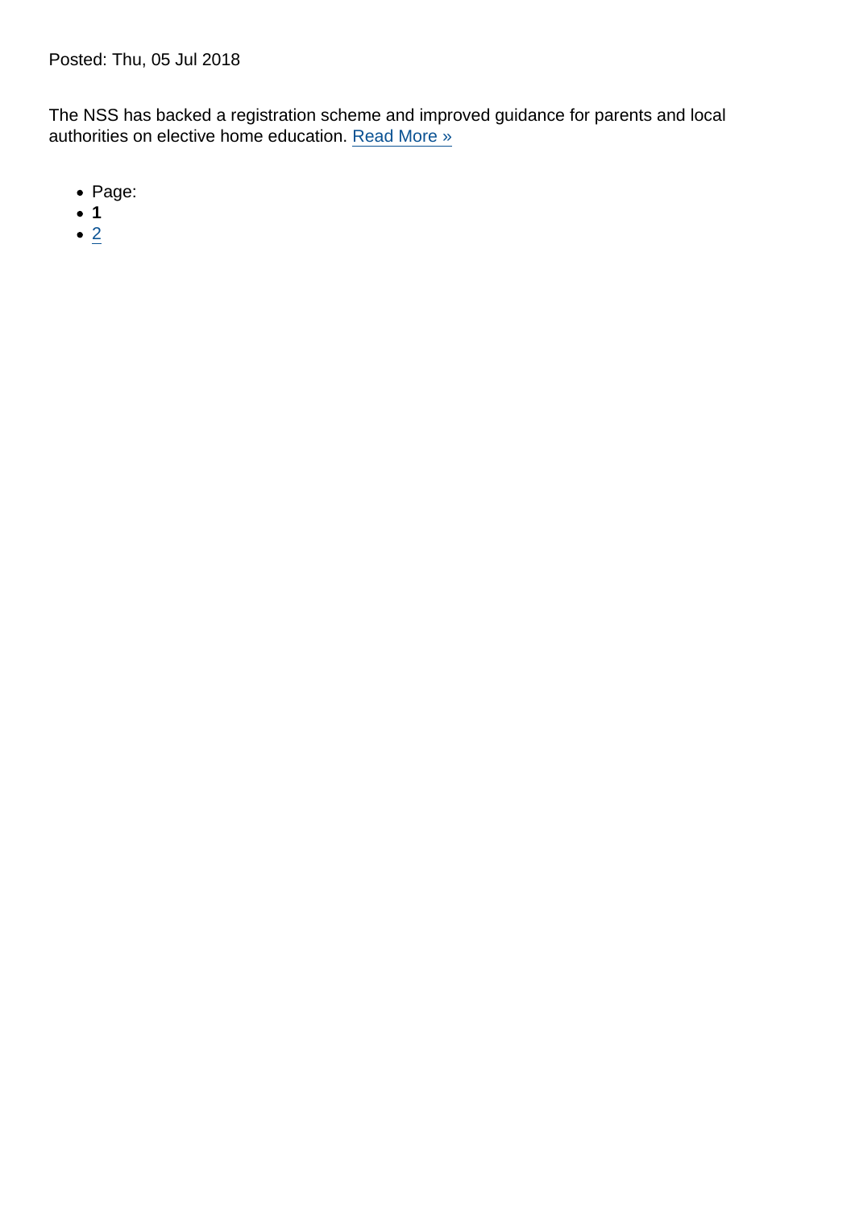Posted: Thu, 05 Jul 2018

The NSS has backed a registration scheme and improved guidance for parents and local authorities on elective home education. Read More »

- Page:
- **1**
- 2